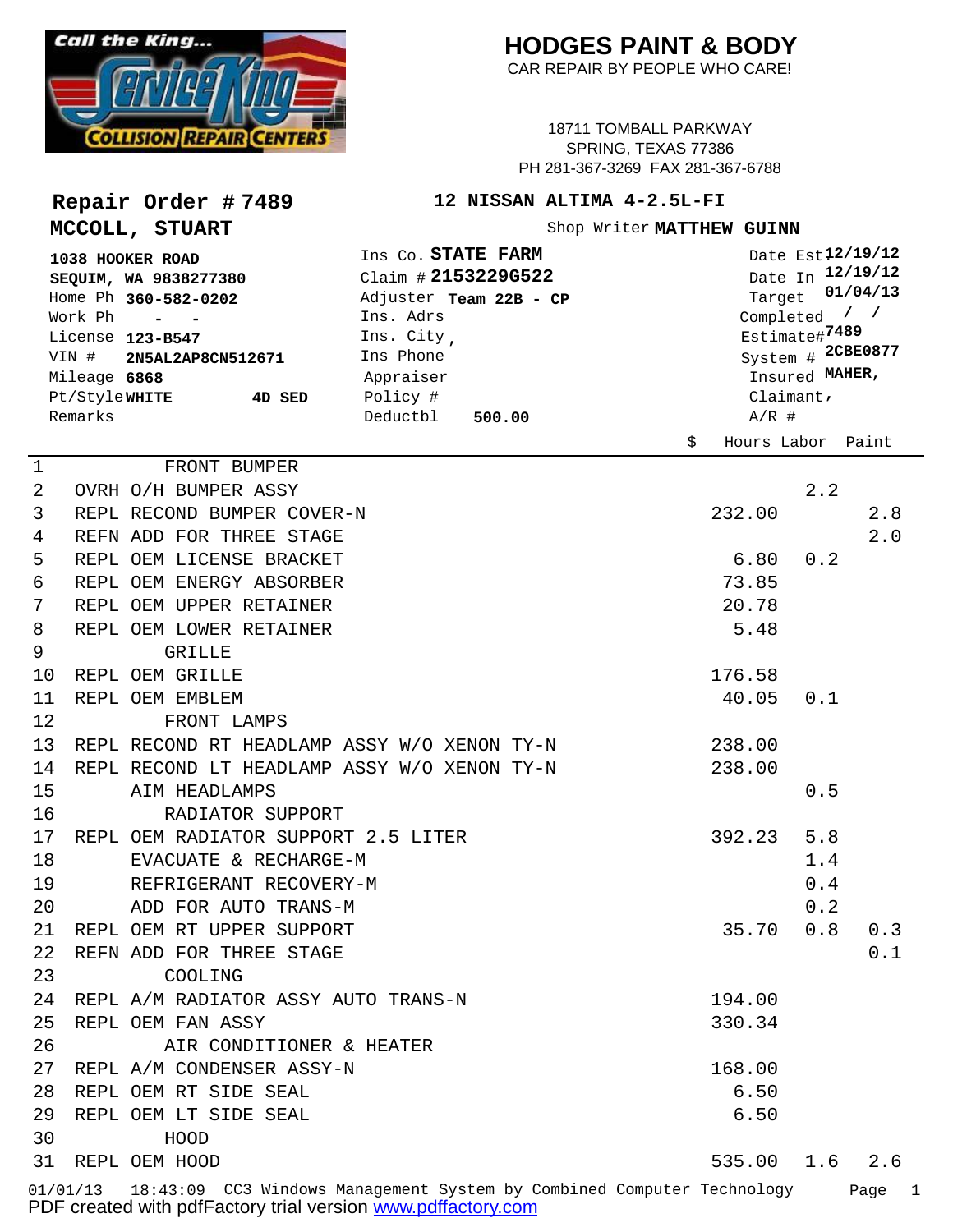# HODGES PAINT & BODY

CAR REPAIR BY PEOPLE WHO CARE!

18711 TOMBALL PARKWAY
SPRING, TEXAS 77386
PH 281-367-3269 FAX 281-367-6788

## Repair Order # 7489

**12 NISSAN ALTIMA 4-2.5L-FI**

**MCCOLL, STUART**

Shop Writer **MATTHEW GUINN**

**1038 HOOKER ROAD**
**SEQUIM, WA 9838277380**
Home Ph **360-582-0202**
Work Ph - -
License **123-B547**
VIN # **2N5AL2AP8CN512671**
Mileage **6868**
Pt/Style **WHITE** **4D SED**
Remarks

Ins Co. **STATE FARM**
Claim # **2153229G522**
Adjuster **Team 22B - CP**
Ins. Adrs
Ins. City ,
Ins Phone
Appraiser
Policy #
Deductbl **500.00**

Date Est **12/19/12**
Date In **12/19/12**
Target **01/04/13**
Completed / /
Estimate# **7489**
System # **2CBE0877**
Insured **MAHER,**
Claimant,
A/R #

| # | Description | $ | Hours Labor | Paint |
|---|---|---|---|---|
| 1 | FRONT BUMPER | | | |
| 2 | OVRH O/H BUMPER ASSY | | 2.2 | |
| 3 | REPL RECOND BUMPER COVER-N | 232.00 | | 2.8 |
| 4 | REFN ADD FOR THREE STAGE | | | 2.0 |
| 5 | REPL OEM LICENSE BRACKET | 6.80 | 0.2 | |
| 6 | REPL OEM ENERGY ABSORBER | 73.85 | | |
| 7 | REPL OEM UPPER RETAINER | 20.78 | | |
| 8 | REPL OEM LOWER RETAINER | 5.48 | | |
| 9 | GRILLE | | | |
| 10 | REPL OEM GRILLE | 176.58 | | |
| 11 | REPL OEM EMBLEM | 40.05 | 0.1 | |
| 12 | FRONT LAMPS | | | |
| 13 | REPL RECOND RT HEADLAMP ASSY W/O XENON TY-N | 238.00 | | |
| 14 | REPL RECOND LT HEADLAMP ASSY W/O XENON TY-N | 238.00 | | |
| 15 | AIM HEADLAMPS | | 0.5 | |
| 16 | RADIATOR SUPPORT | | | |
| 17 | REPL OEM RADIATOR SUPPORT 2.5 LITER | 392.23 | 5.8 | |
| 18 | EVACUATE & RECHARGE-M | | 1.4 | |
| 19 | REFRIGERANT RECOVERY-M | | 0.4 | |
| 20 | ADD FOR AUTO TRANS-M | | 0.2 | |
| 21 | REPL OEM RT UPPER SUPPORT | 35.70 | 0.8 | 0.3 |
| 22 | REFN ADD FOR THREE STAGE | | | 0.1 |
| 23 | COOLING | | | |
| 24 | REPL A/M RADIATOR ASSY AUTO TRANS-N | 194.00 | | |
| 25 | REPL OEM FAN ASSY | 330.34 | | |
| 26 | AIR CONDITIONER & HEATER | | | |
| 27 | REPL A/M CONDENSER ASSY-N | 168.00 | | |
| 28 | REPL OEM RT SIDE SEAL | 6.50 | | |
| 29 | REPL OEM LT SIDE SEAL | 6.50 | | |
| 30 | HOOD | | | |
| 31 | REPL OEM HOOD | 535.00 | 1.6 | 2.6 |

01/01/13 18:43:09 CC3 Windows Management System by Combined Computer Technology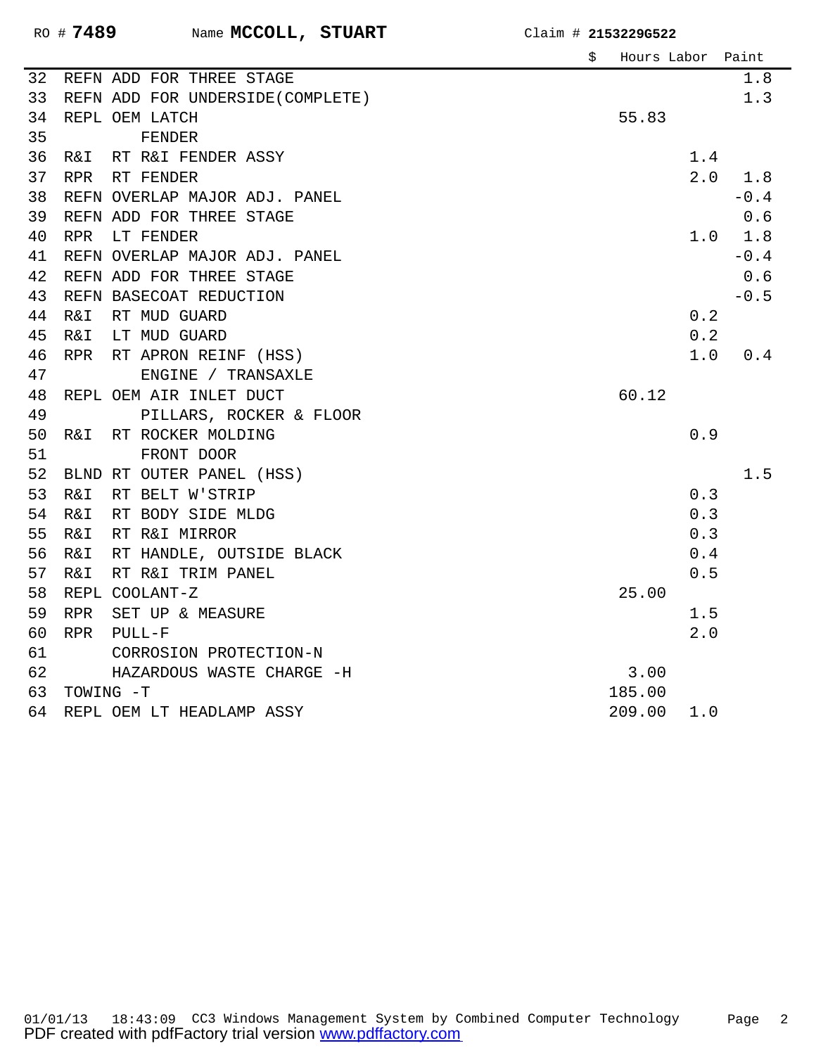RO # **7489** Name **MCCOLL, STUART** Claim # **2153229G522**

| # | Description | $ | Hours Labor | Paint |
|---|---|---|---|---|
| 32 | REFN ADD FOR THREE STAGE | | | 1.8 |
| 33 | REFN ADD FOR UNDERSIDE(COMPLETE) | | | 1.3 |
| 34 | REPL OEM LATCH | 55.83 | | |
| 35 | FENDER | | | |
| 36 | R&I RT R&I FENDER ASSY | | 1.4 | |
| 37 | RPR RT FENDER | | 2.0 | 1.8 |
| 38 | REFN OVERLAP MAJOR ADJ. PANEL | | | -0.4 |
| 39 | REFN ADD FOR THREE STAGE | | | 0.6 |
| 40 | RPR LT FENDER | | 1.0 | 1.8 |
| 41 | REFN OVERLAP MAJOR ADJ. PANEL | | | -0.4 |
| 42 | REFN ADD FOR THREE STAGE | | | 0.6 |
| 43 | REFN BASECOAT REDUCTION | | | -0.5 |
| 44 | R&I RT MUD GUARD | | 0.2 | |
| 45 | R&I LT MUD GUARD | | 0.2 | |
| 46 | RPR RT APRON REINF (HSS) | | 1.0 | 0.4 |
| 47 | ENGINE / TRANSAXLE | | | |
| 48 | REPL OEM AIR INLET DUCT | 60.12 | | |
| 49 | PILLARS, ROCKER & FLOOR | | | |
| 50 | R&I RT ROCKER MOLDING | | 0.9 | |
| 51 | FRONT DOOR | | | |
| 52 | BLND RT OUTER PANEL (HSS) | | | 1.5 |
| 53 | R&I RT BELT W'STRIP | | 0.3 | |
| 54 | R&I RT BODY SIDE MLDG | | 0.3 | |
| 55 | R&I RT R&I MIRROR | | 0.3 | |
| 56 | R&I RT HANDLE, OUTSIDE BLACK | | 0.4 | |
| 57 | R&I RT R&I TRIM PANEL | | 0.5 | |
| 58 | REPL COOLANT-Z | 25.00 | | |
| 59 | RPR SET UP & MEASURE | | 1.5 | |
| 60 | RPR PULL-F | | 2.0 | |
| 61 | CORROSION PROTECTION-N | | | |
| 62 | HAZARDOUS WASTE CHARGE -H | 3.00 | | |
| 63 | TOWING -T | 185.00 | | |
| 64 | REPL OEM LT HEADLAMP ASSY | 209.00 | 1.0 | |

01/01/13 18:43:09 CC3 Windows Management System by Combined Computer Technology

PDF created with pdfFactory trial version www.pdffactory.com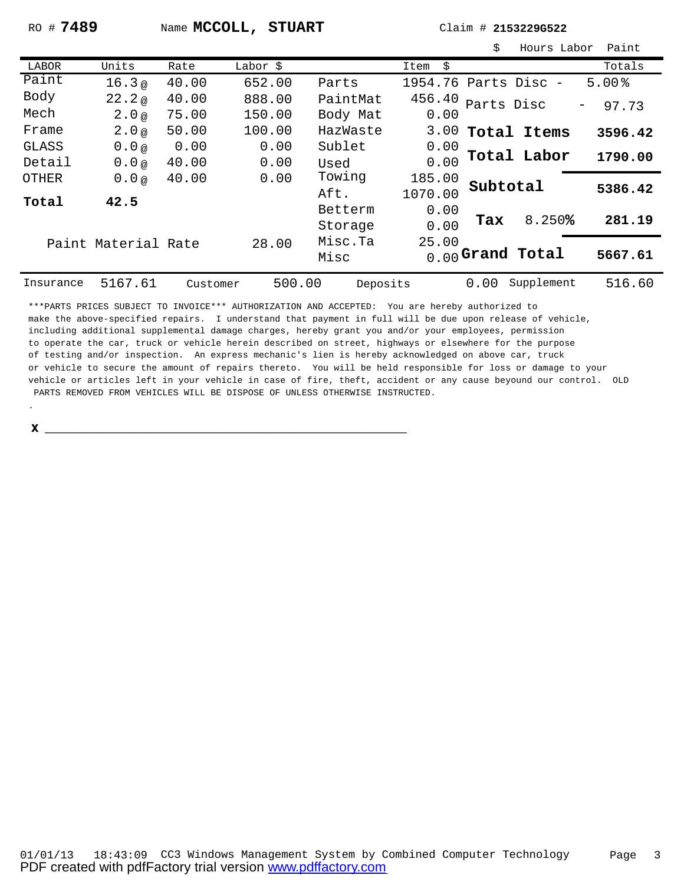RO # **7489** Name **MCCOLL, STUART** Claim # **2153229G522**

| LABOR | Units | Rate | Labor $ | | Item $ | $ Hours Labor | Paint Totals |
|---|---|---|---|---|---|---|---|
| Paint | 16.3 @ | 40.00 | 652.00 | Parts | 1954.76 | Parts Disc - | 5.00% |
| Body | 22.2 @ | 40.00 | 888.00 | PaintMat | 456.40 | Parts Disc | - 97.73 |
| Mech | 2.0 @ | 75.00 | 150.00 | Body Mat | 0.00 | | |
| Frame | 2.0 @ | 50.00 | 100.00 | HazWaste | 3.00 | **Total Items** | **3596.42** |
| GLASS | 0.0 @ | 0.00 | 0.00 | Sublet | 0.00 | | |
| Detail | 0.0 @ | 40.00 | 0.00 | Used | 0.00 | **Total Labor** | **1790.00** |
| OTHER | 0.0 @ | 40.00 | 0.00 | Towing | 185.00 | | |
| **Total** | **42.5** | | | Aft. | 1070.00 | **Subtotal** | **5386.42** |
| | | | | Betterm | 0.00 | | |
| | | | | Storage | 0.00 | **Tax** 8.250% | **281.19** |
| Paint Material Rate | | | 28.00 | Misc.Ta | 25.00 | | |
| | | | | Misc | 0.00 | **Grand Total** | **5667.61** |

| | | | | | | | |
|---|---|---|---|---|---|---|---|
| Insurance | 5167.61 | Customer | 500.00 | Deposits | 0.00 | Supplement | 516.60 |

\*\*\*PARTS PRICES SUBJECT TO INVOICE\*\*\* AUTHORIZATION AND ACCEPTED: You are hereby authorized to make the above-specified repairs. I understand that payment in full will be due upon release of vehicle, including additional supplemental damage charges, hereby grant you and/or your employees, permission to operate the car, truck or vehicle herein described on street, highways or elsewhere for the purpose of testing and/or inspection. An express mechanic's lien is hereby acknowledged on above car, truck or vehicle to secure the amount of repairs thereto. You will be held responsible for loss or damage to your vehicle or articles left in your vehicle in case of fire, theft, accident or any cause beyound our control. OLD PARTS REMOVED FROM VEHICLES WILL BE DISPOSE OF UNLESS OTHERWISE INSTRUCTED.

.

X ______________________________________________

01/01/13 18:43:09 CC3 Windows Management System by Combined Computer Technology